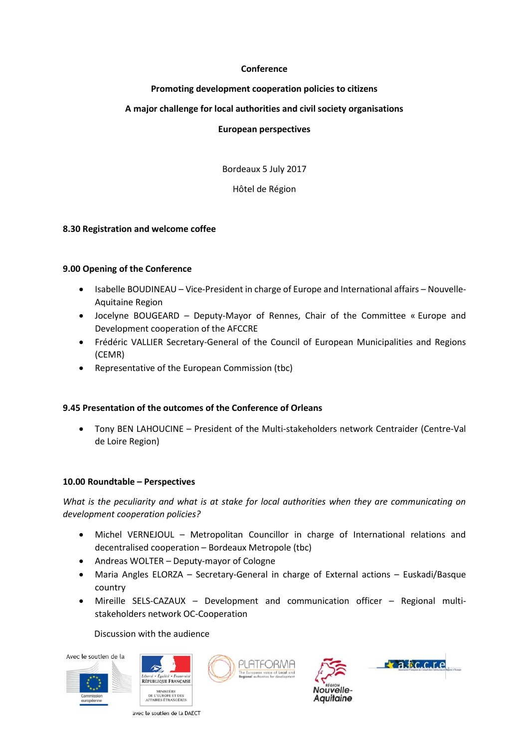# Conference

## Promoting development cooperation policies to citizens

## A major challenge for local authorities and civil society organisations

## European perspectives

Bordeaux 5 July 2017

Hôtel de Région

**8.30 Registration and welcome coffee**

**9.00 Opening of the Conference**

- Isabelle BOUDINEAU – Vice-President in charge of Europe and International affairs – Nouvelle-Aquitaine Region
- Jocelyne BOUGEARD – Deputy-Mayor of Rennes, Chair of the Committee « Europe and Development cooperation of the AFCCRE
- Frédéric VALLIER Secretary-General of the Council of European Municipalities and Regions (CEMR)
- Representative of the European Commission (tbc)

**9.45 Presentation of the outcomes of the Conference of Orleans**

- Tony BEN LAHOUCINE – President of the Multi-stakeholders network Centraider (Centre-Val de Loire Region)

**10.00 Roundtable – Perspectives**

*What is the peculiarity and what is at stake for local authorities when they are communicating on development cooperation policies?*

- Michel VERNEJOUL – Metropolitan Councillor in charge of International relations and decentralised cooperation – Bordeaux Metropole (tbc)
- Andreas WOLTER – Deputy-mayor of Cologne
- Maria Angles ELORZA – Secretary-General in charge of External actions – Euskadi/Basque country
- Mireille SELS-CAZAUX – Development and communication officer – Regional multi-stakeholders network OC-Cooperation

Discussion with the audience

Avec le soutien de la

avec le soutien de la DAECT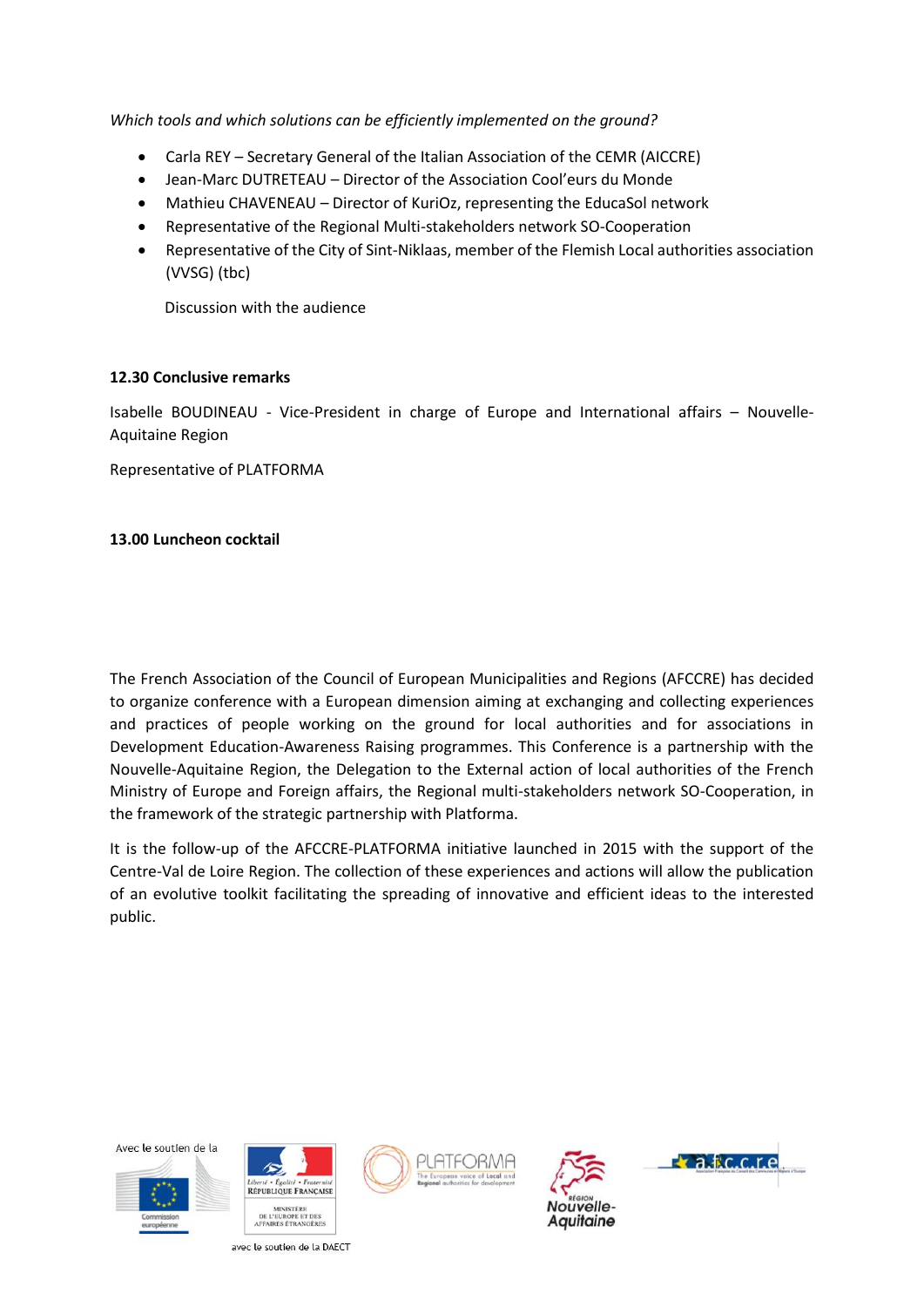*Which tools and which solutions can be efficiently implemented on the ground?*

- Carla REY – Secretary General of the Italian Association of the CEMR (AICCRE)
- Jean-Marc DUTRETEAU – Director of the Association Cool'eurs du Monde
- Mathieu CHAVENEAU – Director of KuriOz, representing the EducaSol network
- Representative of the Regional Multi-stakeholders network SO-Cooperation
- Representative of the City of Sint-Niklaas, member of the Flemish Local authorities association (VVSG) (tbc)

Discussion with the audience

**12.30 Conclusive remarks**

Isabelle BOUDINEAU - Vice-President in charge of Europe and International affairs – Nouvelle-Aquitaine Region

Representative of PLATFORMA

**13.00 Luncheon cocktail**

The French Association of the Council of European Municipalities and Regions (AFCCRE) has decided to organize conference with a European dimension aiming at exchanging and collecting experiences and practices of people working on the ground for local authorities and for associations in Development Education-Awareness Raising programmes. This Conference is a partnership with the Nouvelle-Aquitaine Region, the Delegation to the External action of local authorities of the French Ministry of Europe and Foreign affairs, the Regional multi-stakeholders network SO-Cooperation, in the framework of the strategic partnership with Platforma.

It is the follow-up of the AFCCRE-PLATFORMA initiative launched in 2015 with the support of the Centre-Val de Loire Region. The collection of these experiences and actions will allow the publication of an evolutive toolkit facilitating the spreading of innovative and efficient ideas to the interested public.

Avec le soutien de la

avec le soutien de la DAECT